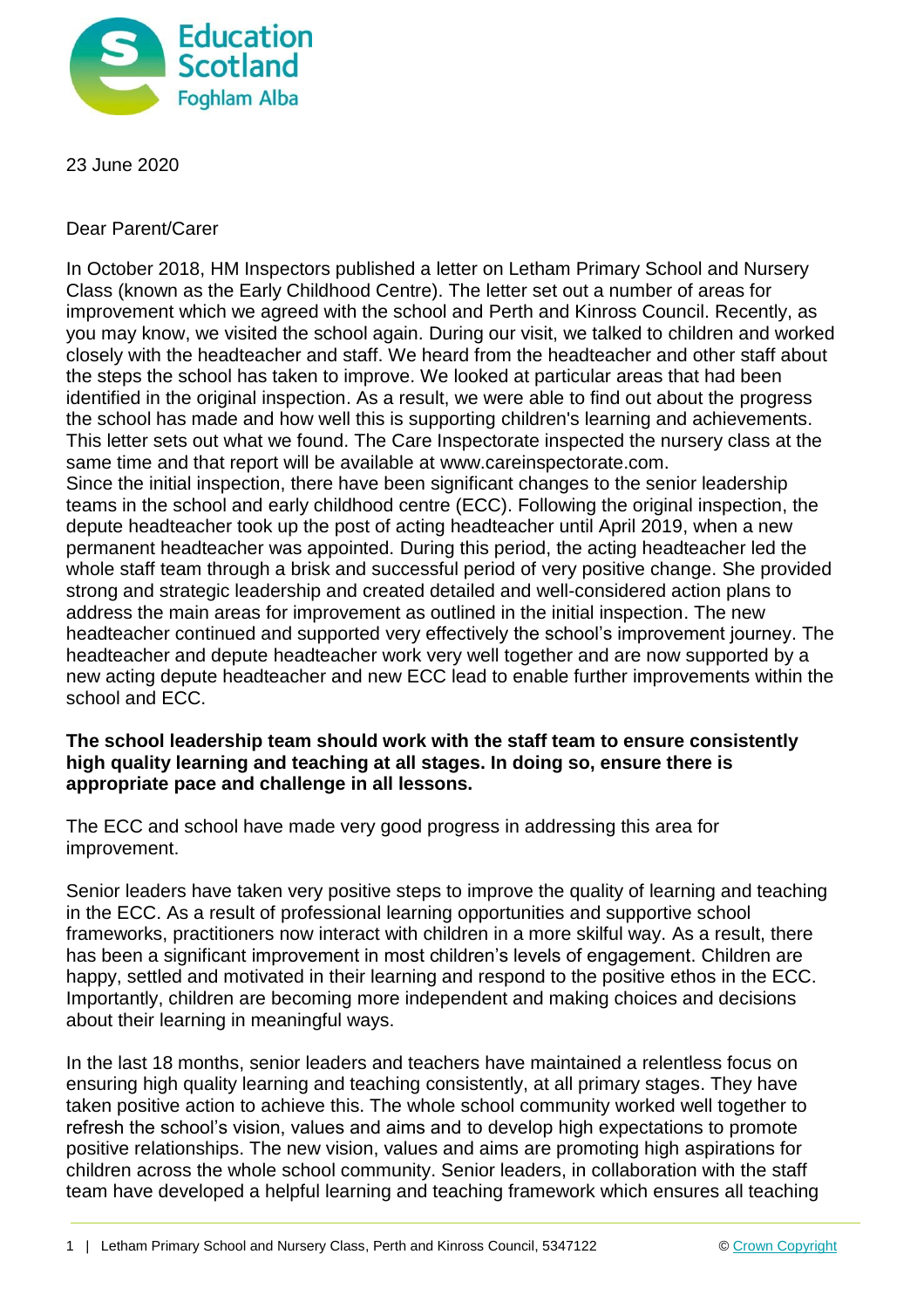23 June 2020

Dear Parent/Carer

In October 2018, HM Inspectors published a letter on Letham Primary School and Nursery Class (known as the Early Childhood Centre). The letter set out a number of areas for improvement which we agreed with the school and Perth and Kinross Council. Recently, as you may know, we visited the school again. During our visit, we talked to children and worked closely with the headteacher and staff. We heard from the headteacher and other staff about the steps the school has taken to improve. We looked at particular areas that had been identified in the original inspection. As a result, we were able to find out about the progress the school has made and how well this is supporting children's learning and achievements. This letter sets out what we found. The Care Inspectorate inspected the nursery class at the same time and that report will be available at www.careinspectorate.com.

Since the initial inspection, there have been significant changes to the senior leadership teams in the school and early childhood centre (ECC). Following the original inspection, the depute headteacher took up the post of acting headteacher until April 2019, when a new permanent headteacher was appointed. During this period, the acting headteacher led the whole staff team through a brisk and successful period of very positive change. She provided strong and strategic leadership and created detailed and well-considered action plans to address the main areas for improvement as outlined in the initial inspection. The new headteacher continued and supported very effectively the school's improvement journey. The headteacher and depute headteacher work very well together and are now supported by a new acting depute headteacher and new ECC lead to enable further improvements within the school and ECC.

**The school leadership team should work with the staff team to ensure consistently high quality learning and teaching at all stages. In doing so, ensure there is appropriate pace and challenge in all lessons.**

The ECC and school have made very good progress in addressing this area for improvement.

Senior leaders have taken very positive steps to improve the quality of learning and teaching in the ECC. As a result of professional learning opportunities and supportive school frameworks, practitioners now interact with children in a more skilful way. As a result, there has been a significant improvement in most children's levels of engagement. Children are happy, settled and motivated in their learning and respond to the positive ethos in the ECC. Importantly, children are becoming more independent and making choices and decisions about their learning in meaningful ways.

In the last 18 months, senior leaders and teachers have maintained a relentless focus on ensuring high quality learning and teaching consistently, at all primary stages. They have taken positive action to achieve this. The whole school community worked well together to refresh the school's vision, values and aims and to develop high expectations to promote positive relationships. The new vision, values and aims are promoting high aspirations for children across the whole school community. Senior leaders, in collaboration with the staff team have developed a helpful learning and teaching framework which ensures all teaching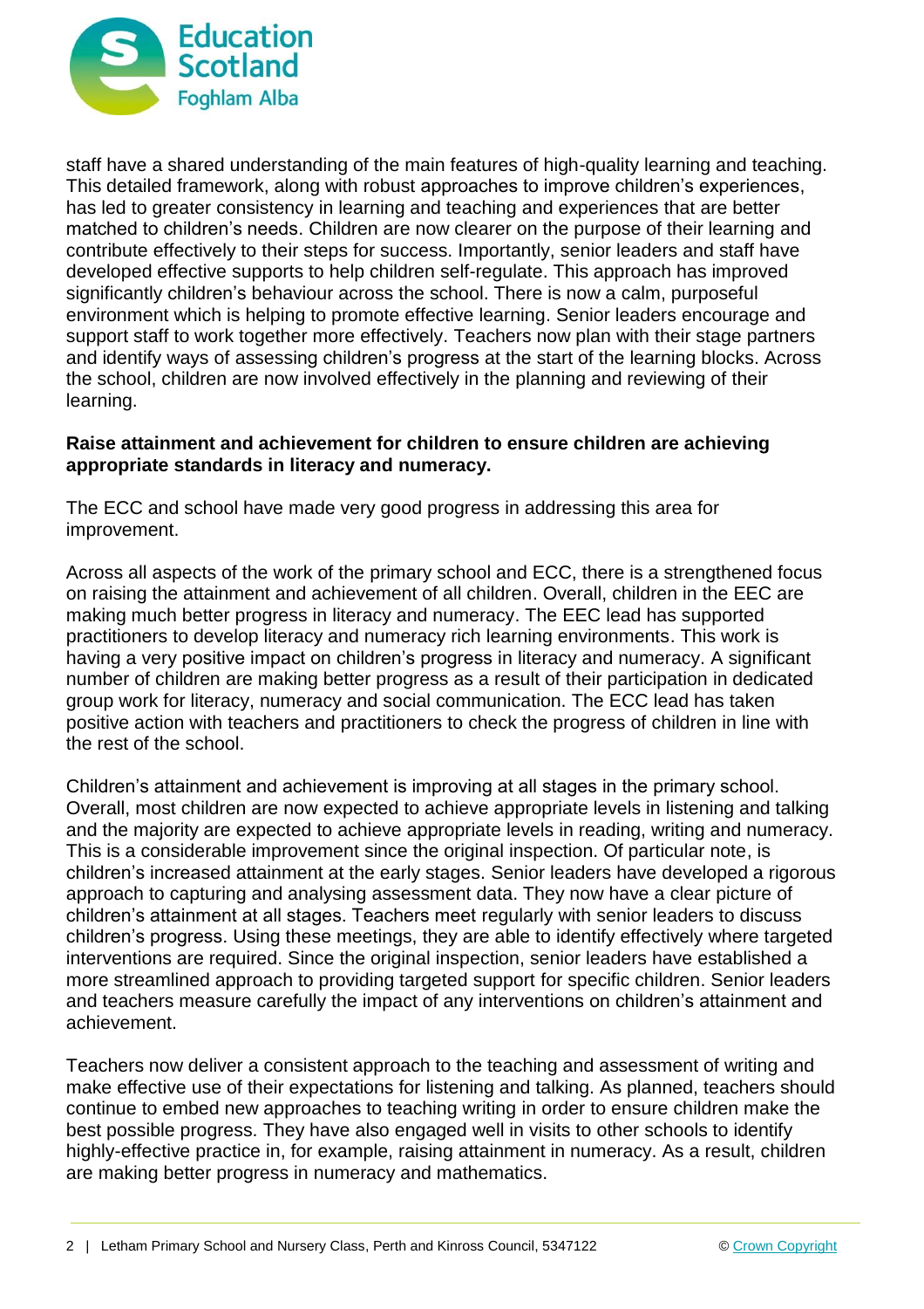staff have a shared understanding of the main features of high-quality learning and teaching. This detailed framework, along with robust approaches to improve children's experiences, has led to greater consistency in learning and teaching and experiences that are better matched to children's needs. Children are now clearer on the purpose of their learning and contribute effectively to their steps for success. Importantly, senior leaders and staff have developed effective supports to help children self-regulate. This approach has improved significantly children's behaviour across the school. There is now a calm, purposeful environment which is helping to promote effective learning. Senior leaders encourage and support staff to work together more effectively. Teachers now plan with their stage partners and identify ways of assessing children's progress at the start of the learning blocks. Across the school, children are now involved effectively in the planning and reviewing of their learning.

**Raise attainment and achievement for children to ensure children are achieving appropriate standards in literacy and numeracy.**

The ECC and school have made very good progress in addressing this area for improvement.

Across all aspects of the work of the primary school and ECC, there is a strengthened focus on raising the attainment and achievement of all children. Overall, children in the EEC are making much better progress in literacy and numeracy. The EEC lead has supported practitioners to develop literacy and numeracy rich learning environments. This work is having a very positive impact on children's progress in literacy and numeracy. A significant number of children are making better progress as a result of their participation in dedicated group work for literacy, numeracy and social communication. The ECC lead has taken positive action with teachers and practitioners to check the progress of children in line with the rest of the school.

Children's attainment and achievement is improving at all stages in the primary school. Overall, most children are now expected to achieve appropriate levels in listening and talking and the majority are expected to achieve appropriate levels in reading, writing and numeracy. This is a considerable improvement since the original inspection. Of particular note, is children's increased attainment at the early stages. Senior leaders have developed a rigorous approach to capturing and analysing assessment data. They now have a clear picture of children's attainment at all stages. Teachers meet regularly with senior leaders to discuss children's progress. Using these meetings, they are able to identify effectively where targeted interventions are required. Since the original inspection, senior leaders have established a more streamlined approach to providing targeted support for specific children. Senior leaders and teachers measure carefully the impact of any interventions on children's attainment and achievement.

Teachers now deliver a consistent approach to the teaching and assessment of writing and make effective use of their expectations for listening and talking. As planned, teachers should continue to embed new approaches to teaching writing in order to ensure children make the best possible progress. They have also engaged well in visits to other schools to identify highly-effective practice in, for example, raising attainment in numeracy. As a result, children are making better progress in numeracy and mathematics.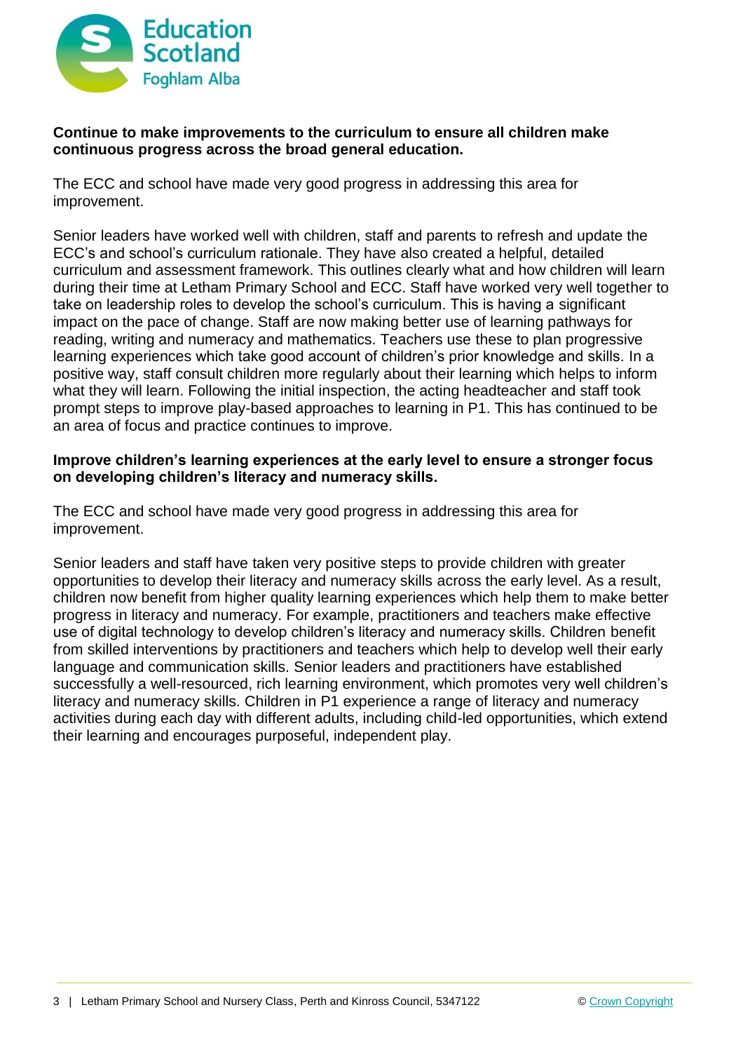**Continue to make improvements to the curriculum to ensure all children make continuous progress across the broad general education.**

The ECC and school have made very good progress in addressing this area for improvement.

Senior leaders have worked well with children, staff and parents to refresh and update the ECC's and school's curriculum rationale. They have also created a helpful, detailed curriculum and assessment framework. This outlines clearly what and how children will learn during their time at Letham Primary School and ECC. Staff have worked very well together to take on leadership roles to develop the school's curriculum. This is having a significant impact on the pace of change. Staff are now making better use of learning pathways for reading, writing and numeracy and mathematics. Teachers use these to plan progressive learning experiences which take good account of children's prior knowledge and skills. In a positive way, staff consult children more regularly about their learning which helps to inform what they will learn. Following the initial inspection, the acting headteacher and staff took prompt steps to improve play-based approaches to learning in P1. This has continued to be an area of focus and practice continues to improve.

**Improve children's learning experiences at the early level to ensure a stronger focus on developing children's literacy and numeracy skills.**

The ECC and school have made very good progress in addressing this area for improvement.

Senior leaders and staff have taken very positive steps to provide children with greater opportunities to develop their literacy and numeracy skills across the early level. As a result, children now benefit from higher quality learning experiences which help them to make better progress in literacy and numeracy. For example, practitioners and teachers make effective use of digital technology to develop children's literacy and numeracy skills. Children benefit from skilled interventions by practitioners and teachers which help to develop well their early language and communication skills. Senior leaders and practitioners have established successfully a well-resourced, rich learning environment, which promotes very well children's literacy and numeracy skills. Children in P1 experience a range of literacy and numeracy activities during each day with different adults, including child-led opportunities, which extend their learning and encourages purposeful, independent play.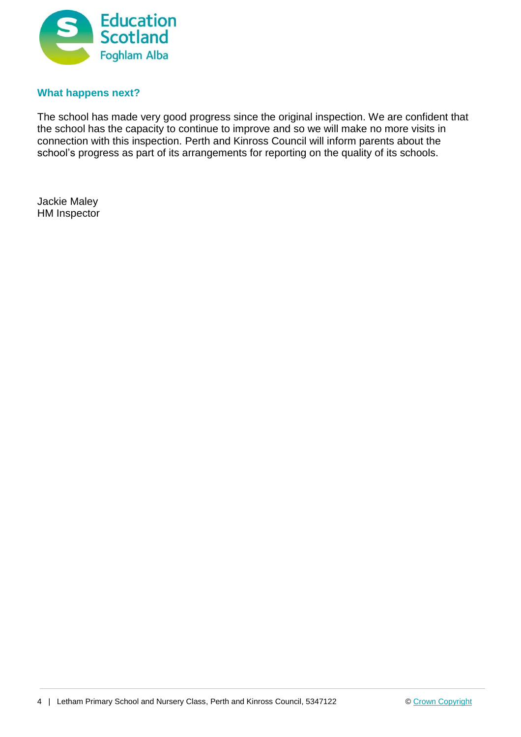## What happens next?

The school has made very good progress since the original inspection. We are confident that the school has the capacity to continue to improve and so we will make no more visits in connection with this inspection. Perth and Kinross Council will inform parents about the school's progress as part of its arrangements for reporting on the quality of its schools.

Jackie Maley
HM Inspector